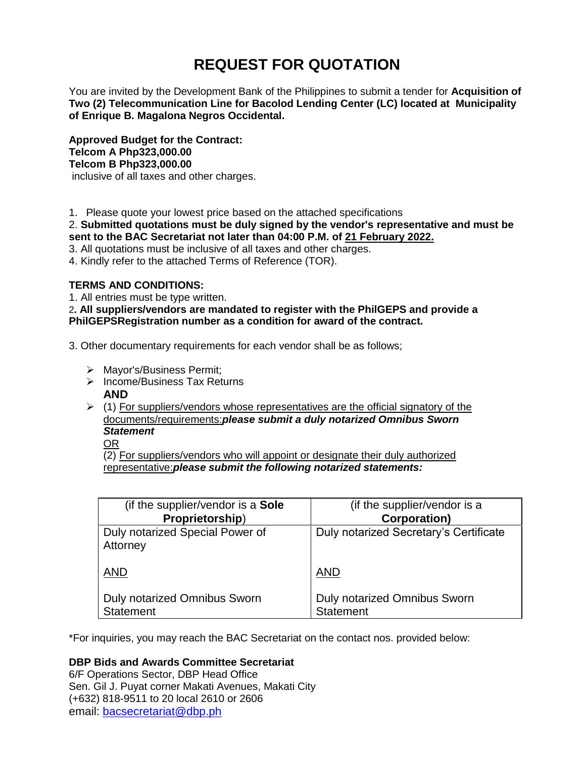# REQUEST FOR QUOTATION

You are invited by the Development Bank of the Philippines to submit a tender for **Acquisition of Two (2) Telecommunication Line for Bacolod Lending Center (LC) located at Municipality of Enrique B. Magalona Negros Occidental.**

**Approved Budget for the Contract:**
**Telcom A Php323,000.00**
**Telcom B Php323,000.00**
inclusive of all taxes and other charges.

1. Please quote your lowest price based on the attached specifications
2. **Submitted quotations must be duly signed by the vendor's representative and must be sent to the BAC Secretariat not later than 04:00 P.M. of 21 February 2022.**
3. All quotations must be inclusive of all taxes and other charges.
4. Kindly refer to the attached Terms of Reference (TOR).

**TERMS AND CONDITIONS:**

1. All entries must be type written.
2. **All suppliers/vendors are mandated to register with the PhilGEPS and provide a PhilGEPSRegistration number as a condition for award of the contract.**

3. Other documentary requirements for each vendor shall be as follows;

- Mayor's/Business Permit;
- Income/Business Tax Returns
  **AND**
- (1) For suppliers/vendors whose representatives are the official signatory of the documents/requirements:***please submit a duly notarized Omnibus Sworn Statement***
  OR
  (2) For suppliers/vendors who will appoint or designate their duly authorized representative:***please submit the following notarized statements:***

| (if the supplier/vendor is a **Sole Proprietorship**) | (if the supplier/vendor is a **Corporation)** |
|---|---|
| Duly notarized Special Power of Attorney<br><br>AND<br><br>Duly notarized Omnibus Sworn Statement | Duly notarized Secretary's Certificate<br><br>AND<br><br>Duly notarized Omnibus Sworn Statement |

*For inquiries, you may reach the BAC Secretariat on the contact nos. provided below:

**DBP Bids and Awards Committee Secretariat**
6/F Operations Sector, DBP Head Office
Sen. Gil J. Puyat corner Makati Avenues, Makati City
(+632) 818-9511 to 20 local 2610 or 2606
email: bacsecretariat@dbp.ph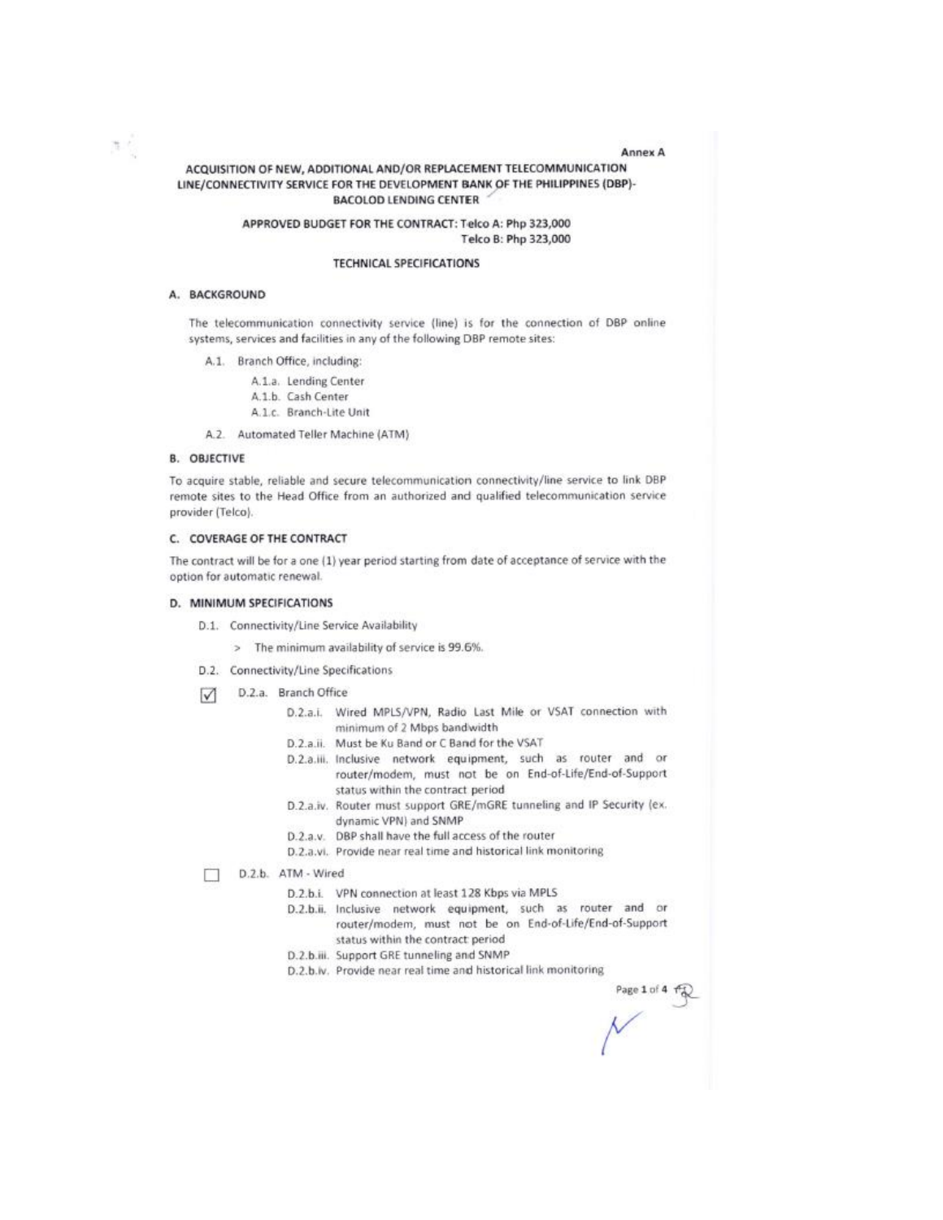Annex A

# ACQUISITION OF NEW, ADDITIONAL AND/OR REPLACEMENT TELECOMMUNICATION LINE/CONNECTIVITY SERVICE FOR THE DEVELOPMENT BANK OF THE PHILIPPINES (DBP)-BACOLOD LENDING CENTER

**APPROVED BUDGET FOR THE CONTRACT: Telco A: Php 323,000**
**Telco B: Php 323,000**

## TECHNICAL SPECIFICATIONS

### A. BACKGROUND

The telecommunication connectivity service (line) is for the connection of DBP online systems, services and facilities in any of the following DBP remote sites:

- A.1. Branch Office, including:
  - A.1.a. Lending Center
  - A.1.b. Cash Center
  - A.1.c. Branch-Lite Unit
- A.2. Automated Teller Machine (ATM)

### B. OBJECTIVE

To acquire stable, reliable and secure telecommunication connectivity/line service to link DBP remote sites to the Head Office from an authorized and qualified telecommunication service provider (Telco).

### C. COVERAGE OF THE CONTRACT

The contract will be for a one (1) year period starting from date of acceptance of service with the option for automatic renewal.

### D. MINIMUM SPECIFICATIONS

- D.1. Connectivity/Line Service Availability
  - > The minimum availability of service is 99.6%.
- D.2. Connectivity/Line Specifications

☑ D.2.a. Branch Office

- D.2.a.i. Wired MPLS/VPN, Radio Last Mile or VSAT connection with minimum of 2 Mbps bandwidth
- D.2.a.ii. Must be Ku Band or C Band for the VSAT
- D.2.a.iii. Inclusive network equipment, such as router and or router/modem, must not be on End-of-Life/End-of-Support status within the contract period
- D.2.a.iv. Router must support GRE/mGRE tunneling and IP Security (ex. dynamic VPN) and SNMP
- D.2.a.v. DBP shall have the full access of the router
- D.2.a.vi. Provide near real time and historical link monitoring

☐ D.2.b. ATM - Wired

- D.2.b.i. VPN connection at least 128 Kbps via MPLS
- D.2.b.ii. Inclusive network equipment, such as router and or router/modem, must not be on End-of-Life/End-of-Support status within the contract period
- D.2.b.iii. Support GRE tunneling and SNMP
- D.2.b.iv. Provide near real time and historical link monitoring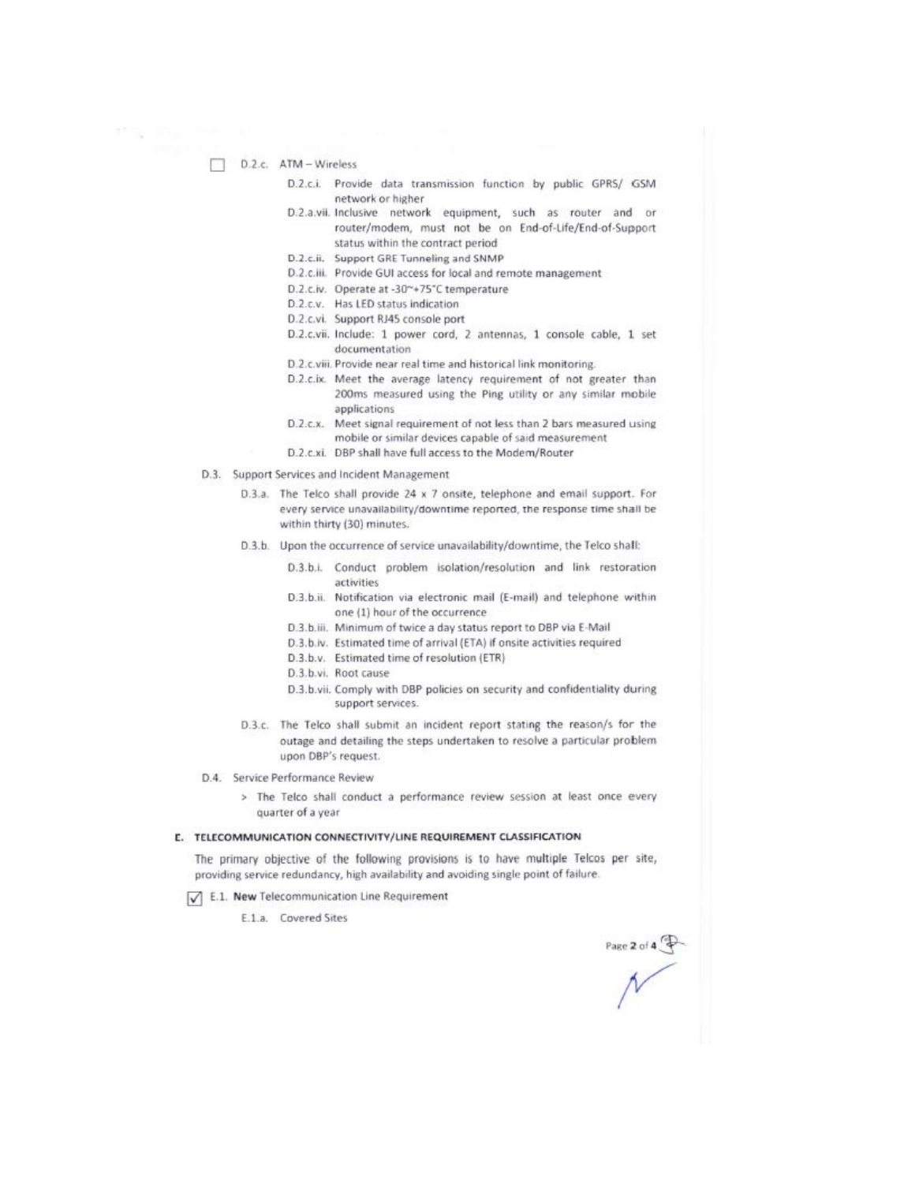☐ D.2.c. ATM – Wireless

- D.2.c.i. Provide data transmission function by public GPRS/ GSM network or higher
- D.2.a.vii. Inclusive network equipment, such as router and or router/modem, must not be on End-of-Life/End-of-Support status within the contract period
- D.2.c.ii. Support GRE Tunneling and SNMP
- D.2.c.iii. Provide GUI access for local and remote management
- D.2.c.iv. Operate at -30~+75°C temperature
- D.2.c.v. Has LED status indication
- D.2.c.vi. Support RJ45 console port
- D.2.c.vii. Include: 1 power cord, 2 antennas, 1 console cable, 1 set documentation
- D.2.c.viii. Provide near real time and historical link monitoring.
- D.2.c.ix. Meet the average latency requirement of not greater than 200ms measured using the Ping utility or any similar mobile applications
- D.2.c.x. Meet signal requirement of not less than 2 bars measured using mobile or similar devices capable of said measurement
- D.2.c.xi. DBP shall have full access to the Modem/Router

D.3. Support Services and Incident Management

D.3.a. The Telco shall provide 24 x 7 onsite, telephone and email support. For every service unavailability/downtime reported, the response time shall be within thirty (30) minutes.

D.3.b. Upon the occurrence of service unavailability/downtime, the Telco shall:

- D.3.b.i. Conduct problem isolation/resolution and link restoration activities
- D.3.b.ii. Notification via electronic mail (E-mail) and telephone within one (1) hour of the occurrence
- D.3.b.iii. Minimum of twice a day status report to DBP via E-Mail
- D.3.b.iv. Estimated time of arrival (ETA) if onsite activities required
- D.3.b.v. Estimated time of resolution (ETR)
- D.3.b.vi. Root cause
- D.3.b.vii. Comply with DBP policies on security and confidentiality during support services.

D.3.c. The Telco shall submit an incident report stating the reason/s for the outage and detailing the steps undertaken to resolve a particular problem upon DBP's request.

D.4. Service Performance Review

> The Telco shall conduct a performance review session at least once every quarter of a year

## E. TELECOMMUNICATION CONNECTIVITY/LINE REQUIREMENT CLASSIFICATION

The primary objective of the following provisions is to have multiple Telcos per site, providing service redundancy, high availability and avoiding single point of failure.

☑ E.1. **New** Telecommunication Line Requirement

E.1.a. Covered Sites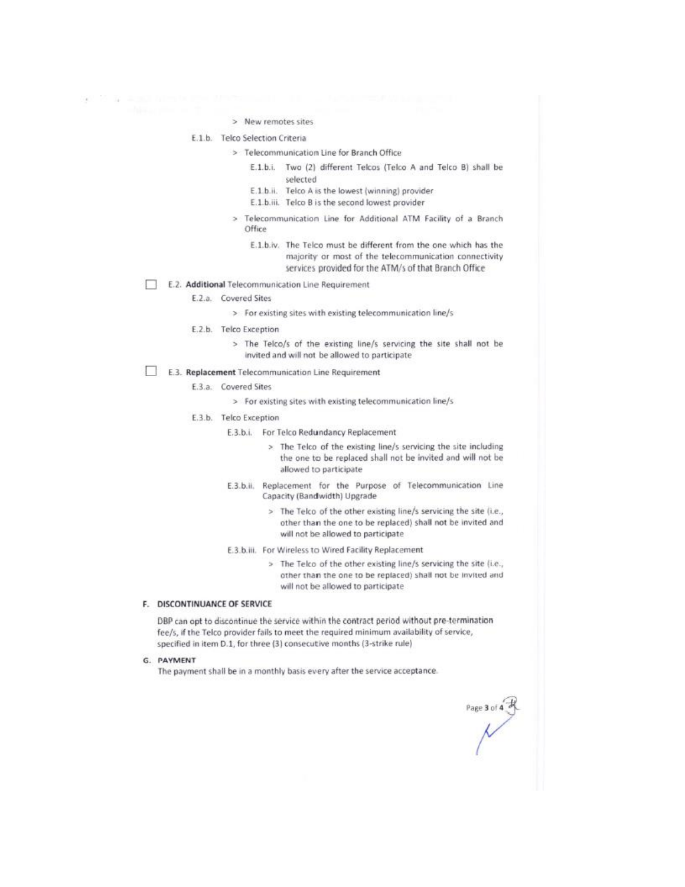> New remotes sites

E.1.b. Telco Selection Criteria

> Telecommunication Line for Branch Office

E.1.b.i. Two (2) different Telcos (Telco A and Telco B) shall be selected

E.1.b.ii. Telco A is the lowest (winning) provider

E.1.b.iii. Telco B is the second lowest provider

> Telecommunication Line for Additional ATM Facility of a Branch Office

E.1.b.iv. The Telco must be different from the one which has the majority or most of the telecommunication connectivity services provided for the ATM/s of that Branch Office

☐ E.2. **Additional** Telecommunication Line Requirement

E.2.a. Covered Sites

> For existing sites with existing telecommunication line/s

E.2.b. Telco Exception

> The Telco/s of the existing line/s servicing the site shall not be invited and will not be allowed to participate

☐ E.3. **Replacement** Telecommunication Line Requirement

E.3.a. Covered Sites

> For existing sites with existing telecommunication line/s

E.3.b. Telco Exception

E.3.b.i. For Telco Redundancy Replacement

> The Telco of the existing line/s servicing the site including the one to be replaced shall not be invited and will not be allowed to participate

E.3.b.ii. Replacement for the Purpose of Telecommunication Line Capacity (Bandwidth) Upgrade

> The Telco of the other existing line/s servicing the site (i.e., other than the one to be replaced) shall not be invited and will not be allowed to participate

E.3.b.iii. For Wireless to Wired Facility Replacement

> The Telco of the other existing line/s servicing the site (i.e., other than the one to be replaced) shall not be invited and will not be allowed to participate

## F. DISCONTINUANCE OF SERVICE

DBP can opt to discontinue the service within the contract period without pre-termination fee/s, if the Telco provider fails to meet the required minimum availability of service, specified in item D.1, for three (3) consecutive months (3-strike rule)

## G. PAYMENT

The payment shall be in a monthly basis every after the service acceptance.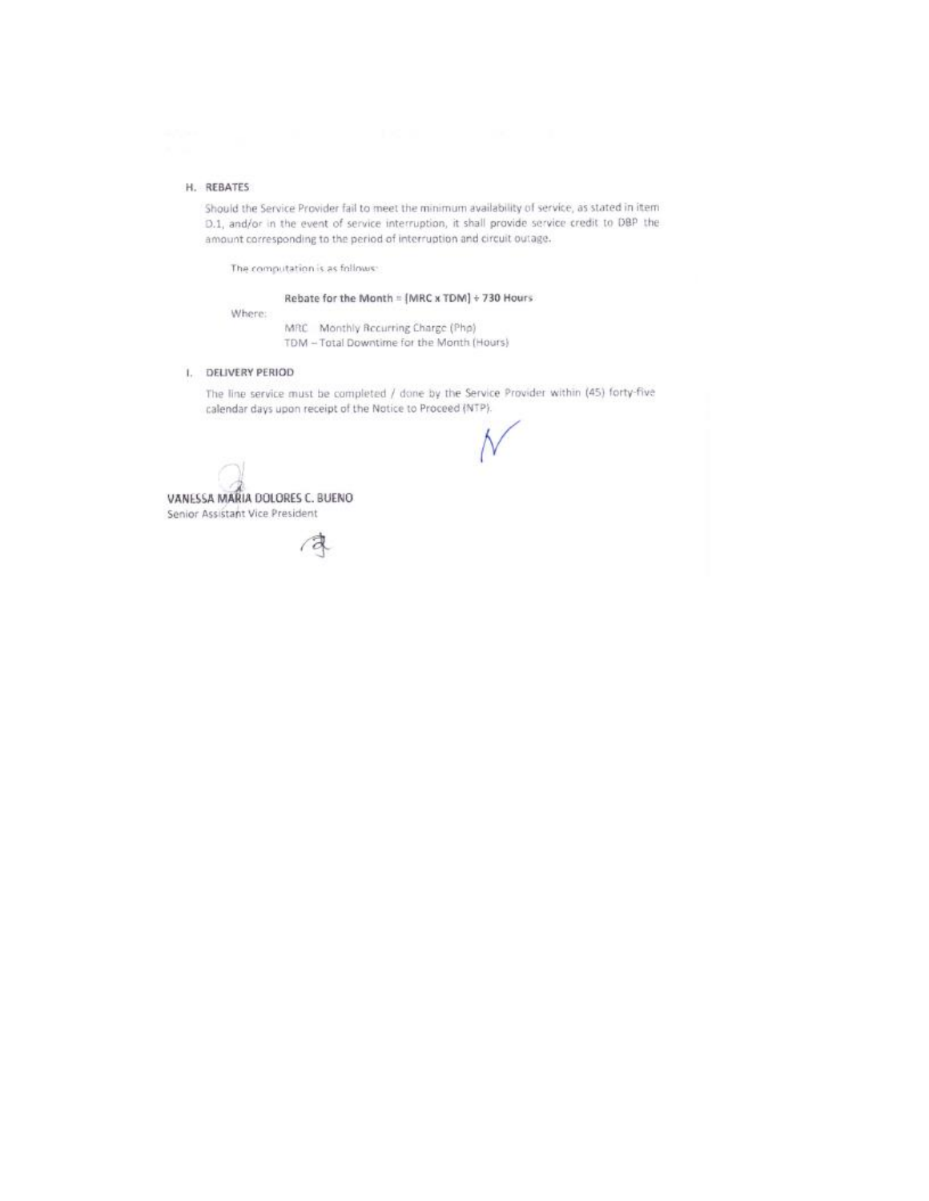## H. REBATES

Should the Service Provider fail to meet the minimum availability of service, as stated in item D.1, and/or in the event of service interruption, it shall provide service credit to DBP the amount corresponding to the period of interruption and circuit outage.

The computation is as follows:

**Rebate for the Month = [MRC x TDM] ÷ 730 Hours**

Where:

MRC  Monthly Recurring Charge (Php)
TDM – Total Downtime for the Month (Hours)

## I. DELIVERY PERIOD

The line service must be completed / done by the Service Provider within (45) forty-five calendar days upon receipt of the Notice to Proceed (NTP).

**VANESSA MARIA DOLORES C. BUENO**
Senior Assistant Vice President